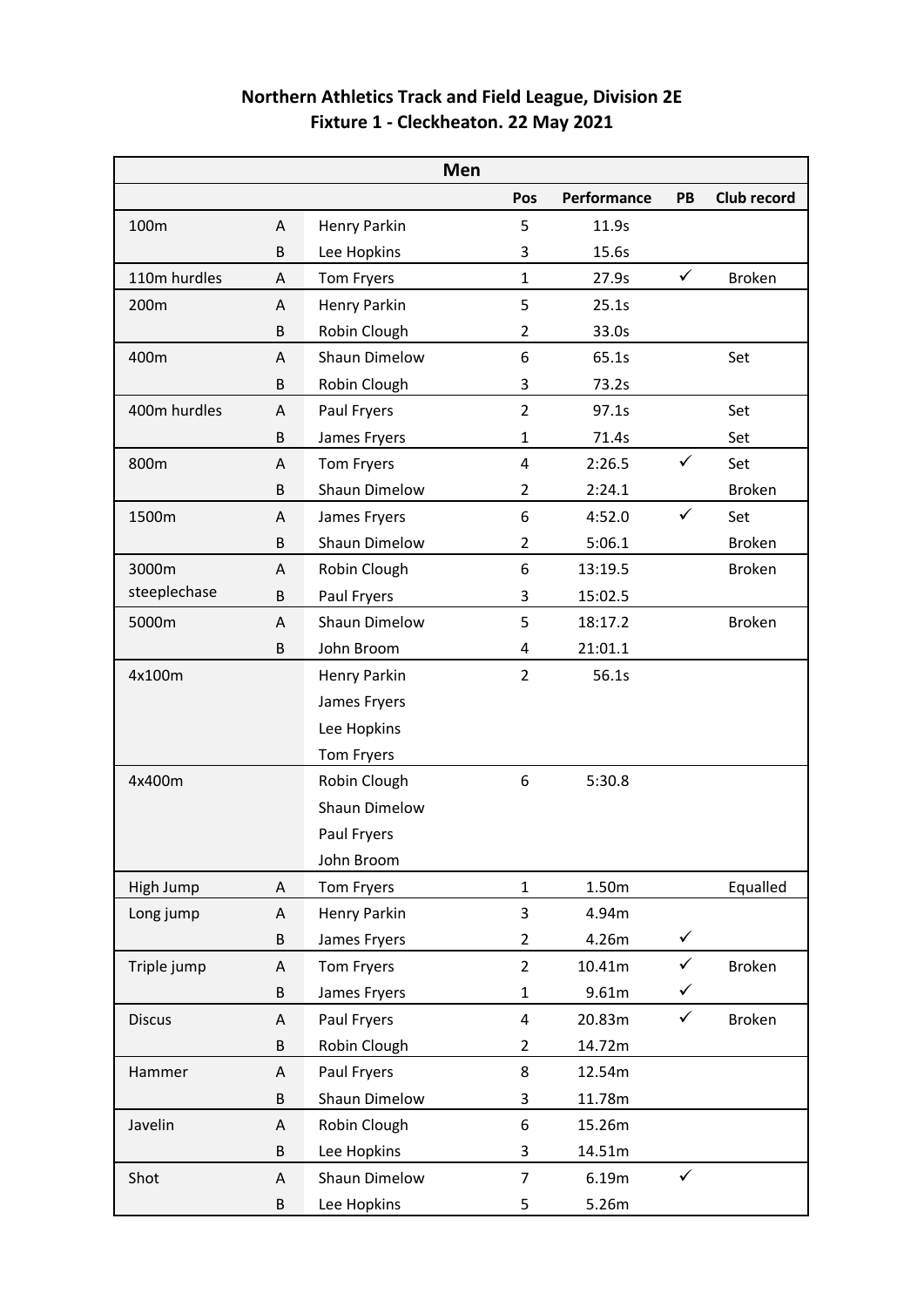## Northern Athletics Track and Field League, Division 2E
## Fixture 1 - Cleckheaton. 22 May 2021

| Men | | | | | | |
|---|---|---|---|---|---|---|
| | | | Pos | Performance | PB | Club record |
| 100m | A | Henry Parkin | 5 | 11.9s | | |
| | B | Lee Hopkins | 3 | 15.6s | | |
| 110m hurdles | A | Tom Fryers | 1 | 27.9s | ✓ | Broken |
| 200m | A | Henry Parkin | 5 | 25.1s | | |
| | B | Robin Clough | 2 | 33.0s | | |
| 400m | A | Shaun Dimelow | 6 | 65.1s | | Set |
| | B | Robin Clough | 3 | 73.2s | | |
| 400m hurdles | A | Paul Fryers | 2 | 97.1s | | Set |
| | B | James Fryers | 1 | 71.4s | | Set |
| 800m | A | Tom Fryers | 4 | 2:26.5 | ✓ | Set |
| | B | Shaun Dimelow | 2 | 2:24.1 | | Broken |
| 1500m | A | James Fryers | 6 | 4:52.0 | ✓ | Set |
| | B | Shaun Dimelow | 2 | 5:06.1 | | Broken |
| 3000m steeplechase | A | Robin Clough | 6 | 13:19.5 | | Broken |
| | B | Paul Fryers | 3 | 15:02.5 | | |
| 5000m | A | Shaun Dimelow | 5 | 18:17.2 | | Broken |
| | B | John Broom | 4 | 21:01.1 | | |
| 4x100m | | Henry Parkin | 2 | 56.1s | | |
| | | James Fryers | | | | |
| | | Lee Hopkins | | | | |
| | | Tom Fryers | | | | |
| 4x400m | | Robin Clough | 6 | 5:30.8 | | |
| | | Shaun Dimelow | | | | |
| | | Paul Fryers | | | | |
| | | John Broom | | | | |
| High Jump | A | Tom Fryers | 1 | 1.50m | | Equalled |
| Long jump | A | Henry Parkin | 3 | 4.94m | | |
| | B | James Fryers | 2 | 4.26m | ✓ | |
| Triple jump | A | Tom Fryers | 2 | 10.41m | ✓ | Broken |
| | B | James Fryers | 1 | 9.61m | ✓ | |
| Discus | A | Paul Fryers | 4 | 20.83m | ✓ | Broken |
| | B | Robin Clough | 2 | 14.72m | | |
| Hammer | A | Paul Fryers | 8 | 12.54m | | |
| | B | Shaun Dimelow | 3 | 11.78m | | |
| Javelin | A | Robin Clough | 6 | 15.26m | | |
| | B | Lee Hopkins | 3 | 14.51m | | |
| Shot | A | Shaun Dimelow | 7 | 6.19m | ✓ | |
| | B | Lee Hopkins | 5 | 5.26m | | |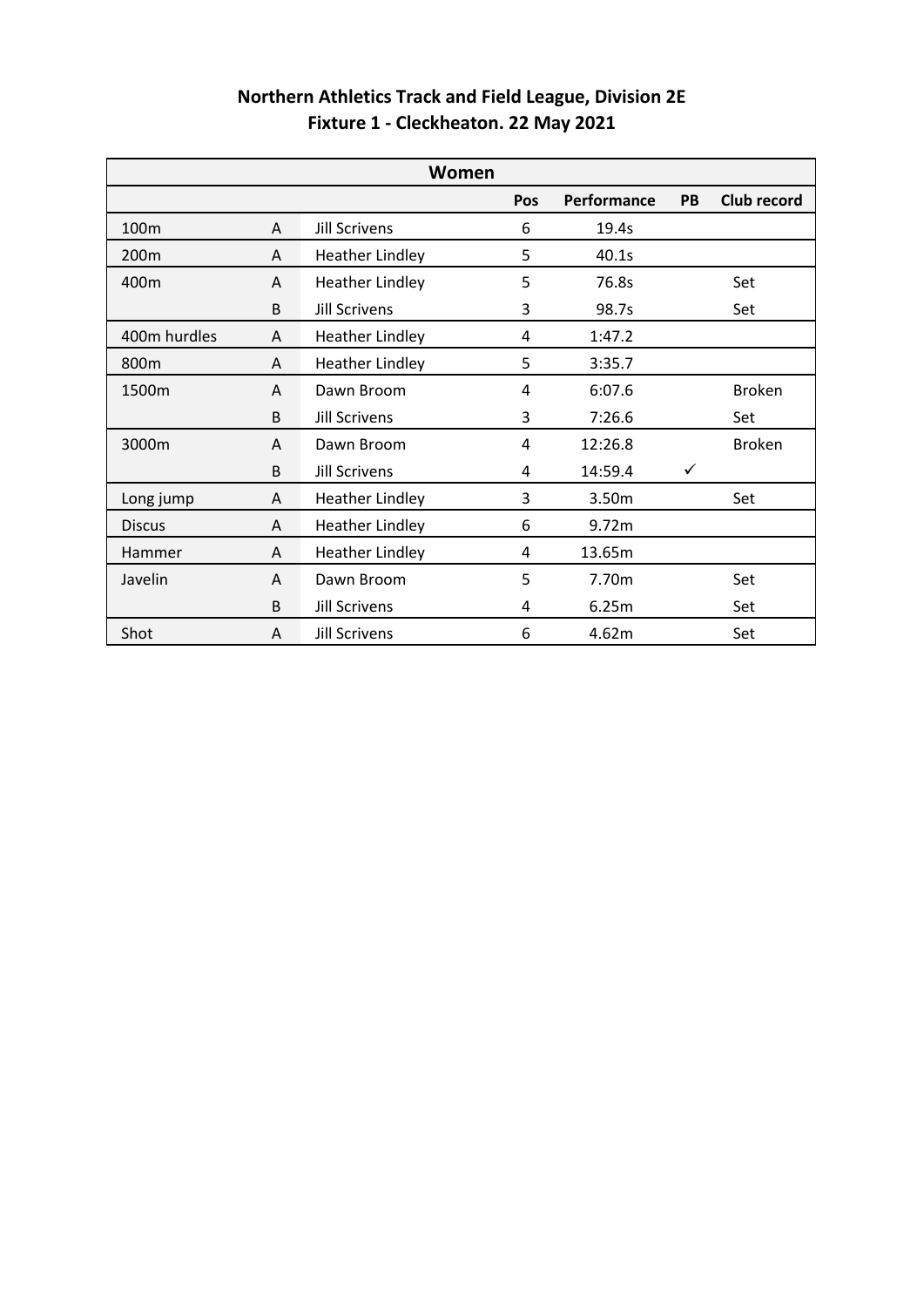## Northern Athletics Track and Field League, Division 2E
## Fixture 1 - Cleckheaton. 22 May 2021

| Women | | | | | | |
|---|---|---|---|---|---|---|
| | | | **Pos** | **Performance** | **PB** | **Club record** |
| 100m | A | Jill Scrivens | 6 | 19.4s | | |
| 200m | A | Heather Lindley | 5 | 40.1s | | |
| 400m | A | Heather Lindley | 5 | 76.8s | | Set |
| | B | Jill Scrivens | 3 | 98.7s | | Set |
| 400m hurdles | A | Heather Lindley | 4 | 1:47.2 | | |
| 800m | A | Heather Lindley | 5 | 3:35.7 | | |
| 1500m | A | Dawn Broom | 4 | 6:07.6 | | Broken |
| | B | Jill Scrivens | 3 | 7:26.6 | | Set |
| 3000m | A | Dawn Broom | 4 | 12:26.8 | | Broken |
| | B | Jill Scrivens | 4 | 14:59.4 | ✓ | |
| Long jump | A | Heather Lindley | 3 | 3.50m | | Set |
| Discus | A | Heather Lindley | 6 | 9.72m | | |
| Hammer | A | Heather Lindley | 4 | 13.65m | | |
| Javelin | A | Dawn Broom | 5 | 7.70m | | Set |
| | B | Jill Scrivens | 4 | 6.25m | | Set |
| Shot | A | Jill Scrivens | 6 | 4.62m | | Set |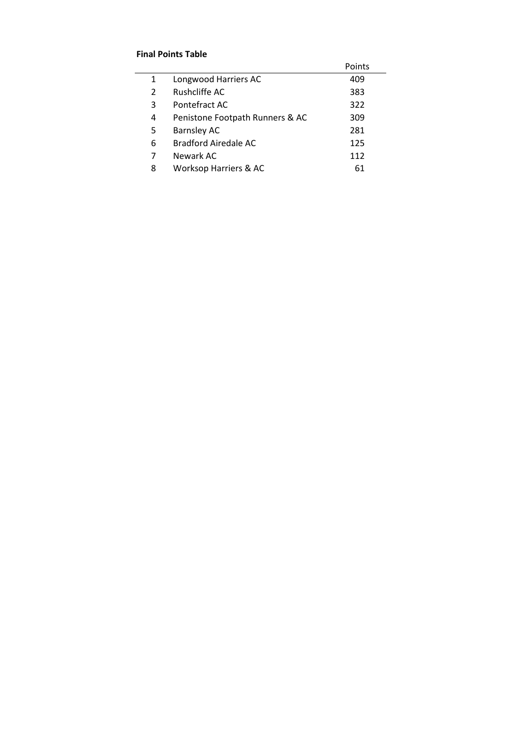**Final Points Table**

| | | Points |
|---|---|---|
| 1 | Longwood Harriers AC | 409 |
| 2 | Rushcliffe AC | 383 |
| 3 | Pontefract AC | 322 |
| 4 | Penistone Footpath Runners & AC | 309 |
| 5 | Barnsley AC | 281 |
| 6 | Bradford Airedale AC | 125 |
| 7 | Newark AC | 112 |
| 8 | Worksop Harriers & AC | 61 |